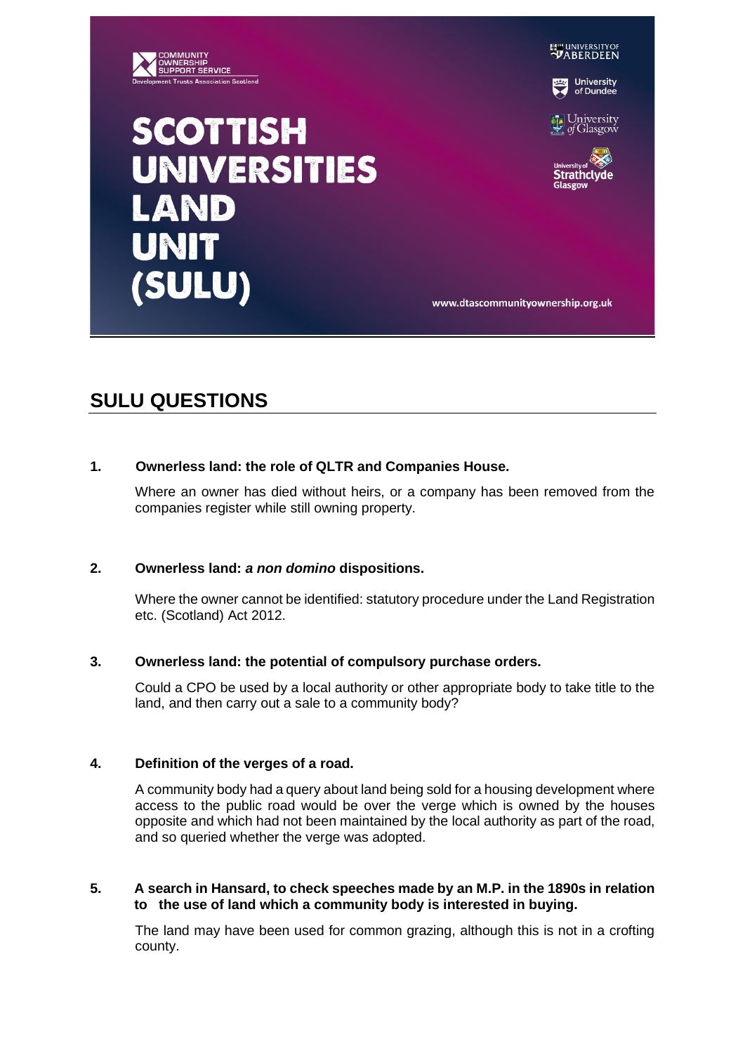COMMUNITY OWNERSHIP SUPPORT SERVICE
Development Trusts Association Scotland

# SCOTTISH UNIVERSITIES LAND UNIT (SULU)

University of Aberdeen
University of Dundee
University of Glasgow
University of Strathclyde Glasgow

www.dtascommunityownership.org.uk

## SULU QUESTIONS

**1. Ownerless land: the role of QLTR and Companies House.**

Where an owner has died without heirs, or a company has been removed from the companies register while still owning property.

**2. Ownerless land: *a non domino* dispositions.**

Where the owner cannot be identified: statutory procedure under the Land Registration etc. (Scotland) Act 2012.

**3. Ownerless land: the potential of compulsory purchase orders.**

Could a CPO be used by a local authority or other appropriate body to take title to the land, and then carry out a sale to a community body?

**4. Definition of the verges of a road.**

A community body had a query about land being sold for a housing development where access to the public road would be over the verge which is owned by the houses opposite and which had not been maintained by the local authority as part of the road, and so queried whether the verge was adopted.

**5. A search in Hansard, to check speeches made by an M.P. in the 1890s in relation to the use of land which a community body is interested in buying.**

The land may have been used for common grazing, although this is not in a crofting county.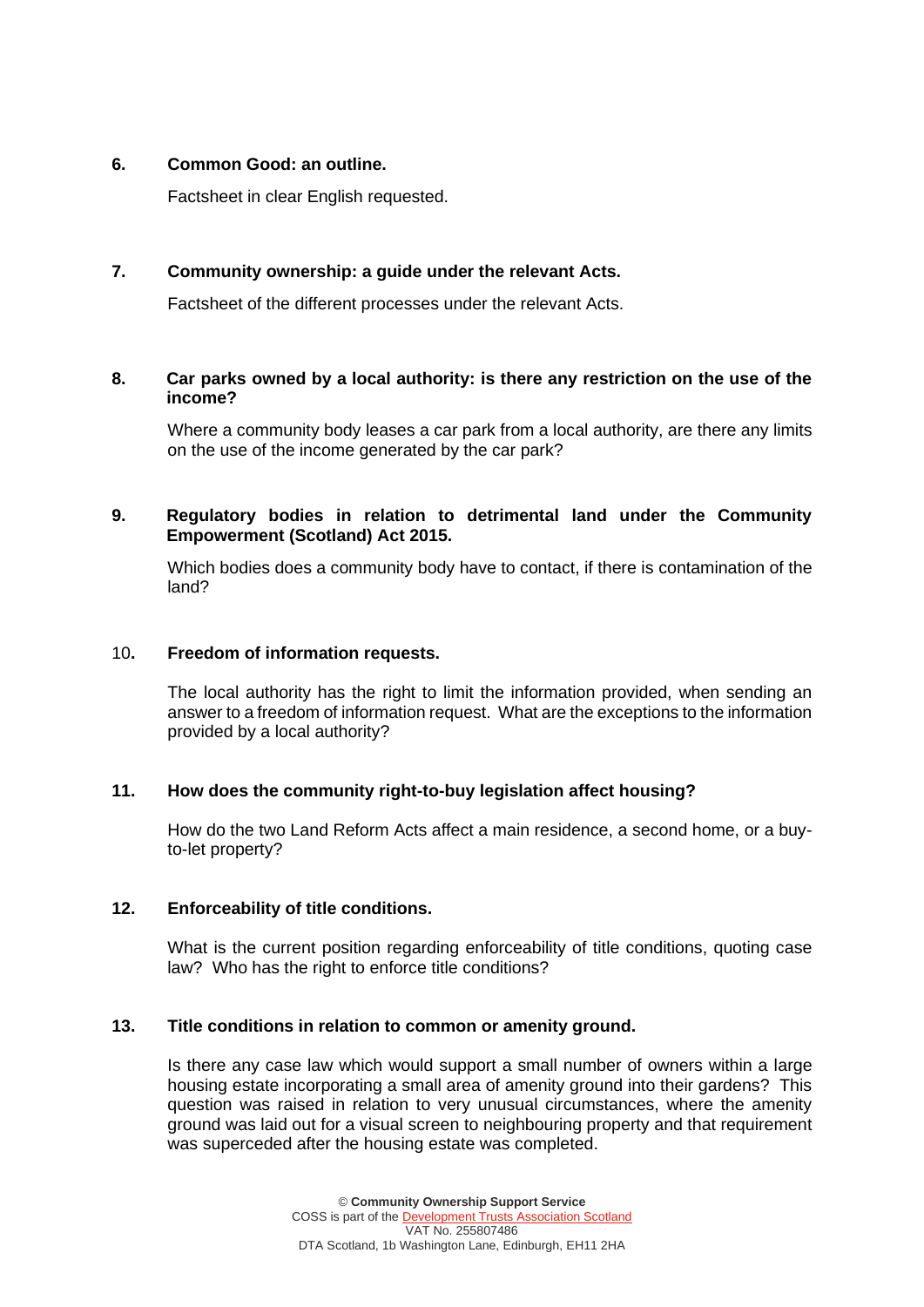**6. Common Good: an outline.**

Factsheet in clear English requested.

**7. Community ownership: a guide under the relevant Acts.**

Factsheet of the different processes under the relevant Acts.

**8. Car parks owned by a local authority: is there any restriction on the use of the income?**

Where a community body leases a car park from a local authority, are there any limits on the use of the income generated by the car park?

**9. Regulatory bodies in relation to detrimental land under the Community Empowerment (Scotland) Act 2015.**

Which bodies does a community body have to contact, if there is contamination of the land?

10**. Freedom of information requests.**

The local authority has the right to limit the information provided, when sending an answer to a freedom of information request. What are the exceptions to the information provided by a local authority?

**11. How does the community right-to-buy legislation affect housing?**

How do the two Land Reform Acts affect a main residence, a second home, or a buy-to-let property?

**12. Enforceability of title conditions.**

What is the current position regarding enforceability of title conditions, quoting case law? Who has the right to enforce title conditions?

**13. Title conditions in relation to common or amenity ground.**

Is there any case law which would support a small number of owners within a large housing estate incorporating a small area of amenity ground into their gardens? This question was raised in relation to very unusual circumstances, where the amenity ground was laid out for a visual screen to neighbouring property and that requirement was superceded after the housing estate was completed.

© **Community Ownership Support Service**
COSS is part of the Development Trusts Association Scotland
VAT No. 255807486
DTA Scotland, 1b Washington Lane, Edinburgh, EH11 2HA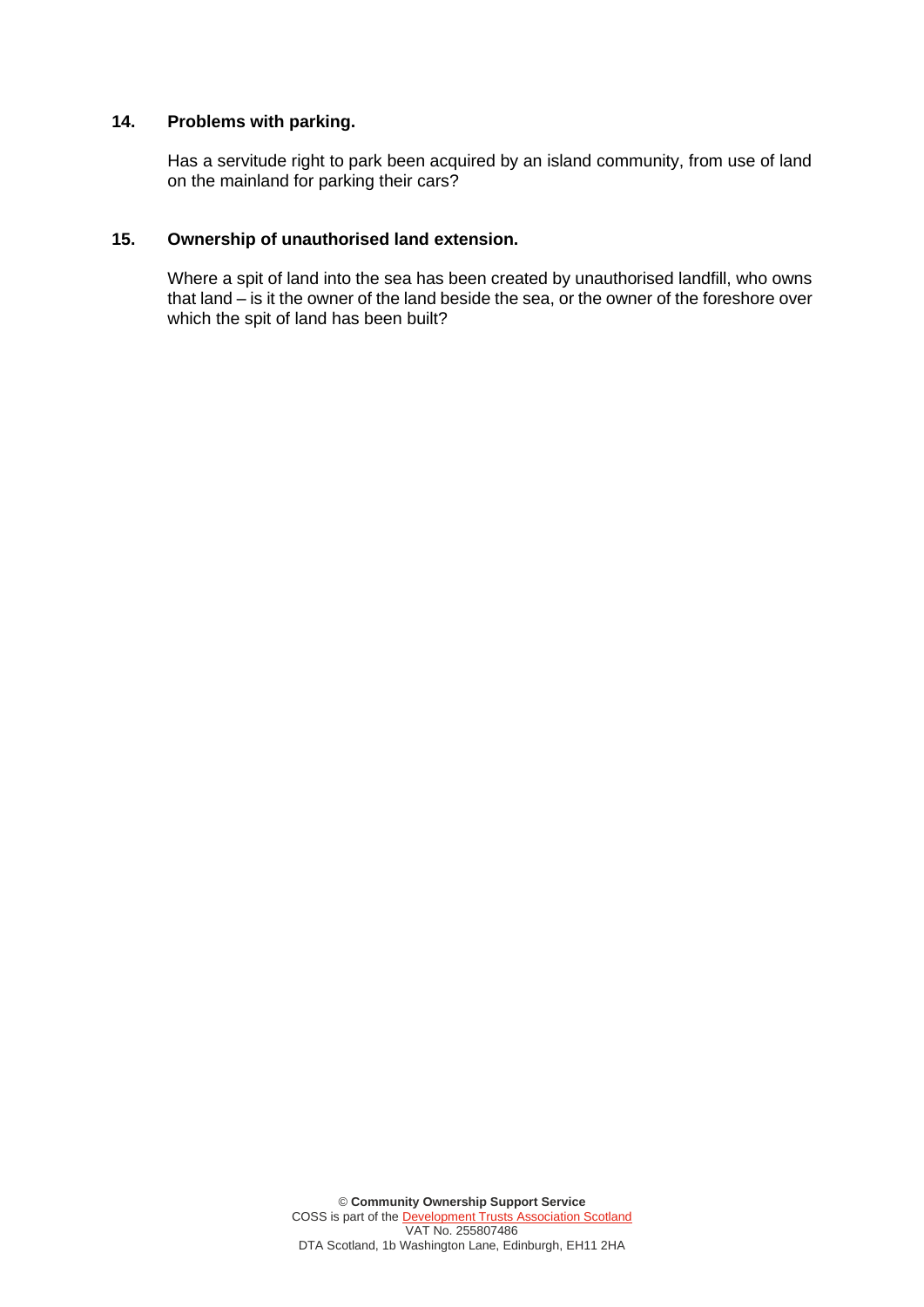**14. Problems with parking.**

Has a servitude right to park been acquired by an island community, from use of land on the mainland for parking their cars?

**15. Ownership of unauthorised land extension.**

Where a spit of land into the sea has been created by unauthorised landfill, who owns that land – is it the owner of the land beside the sea, or the owner of the foreshore over which the spit of land has been built?